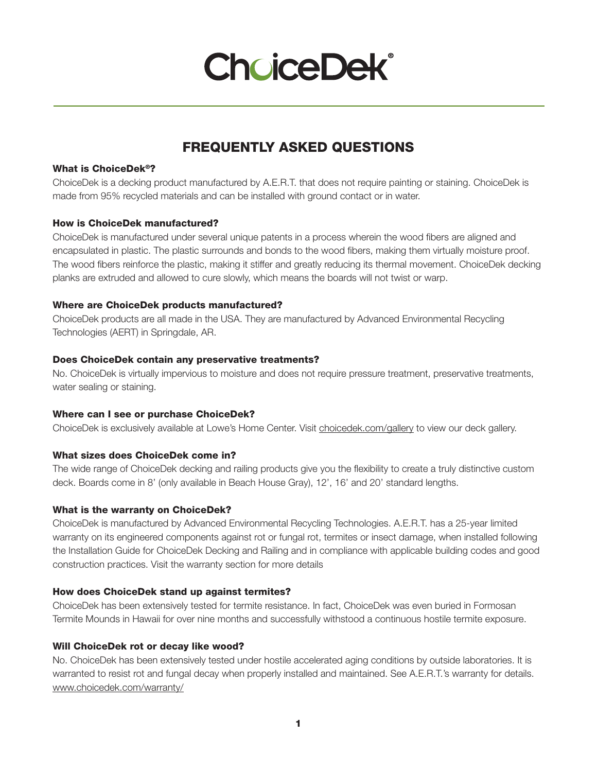# ChoiceDek®

## FREQUENTLY ASKED QUESTIONS

**What is ChoiceDek®?**

ChoiceDek is a decking product manufactured by A.E.R.T. that does not require painting or staining. ChoiceDek is made from 95% recycled materials and can be installed with ground contact or in water.

**How is ChoiceDek manufactured?**

ChoiceDek is manufactured under several unique patents in a process wherein the wood fibers are aligned and encapsulated in plastic. The plastic surrounds and bonds to the wood fibers, making them virtually moisture proof. The wood fibers reinforce the plastic, making it stiffer and greatly reducing its thermal movement. ChoiceDek decking planks are extruded and allowed to cure slowly, which means the boards will not twist or warp.

**Where are ChoiceDek products manufactured?**

ChoiceDek products are all made in the USA. They are manufactured by Advanced Environmental Recycling Technologies (AERT) in Springdale, AR.

**Does ChoiceDek contain any preservative treatments?**

No. ChoiceDek is virtually impervious to moisture and does not require pressure treatment, preservative treatments, water sealing or staining.

**Where can I see or purchase ChoiceDek?**

ChoiceDek is exclusively available at Lowe's Home Center. Visit choicedek.com/gallery to view our deck gallery.

**What sizes does ChoiceDek come in?**

The wide range of ChoiceDek decking and railing products give you the flexibility to create a truly distinctive custom deck. Boards come in 8' (only available in Beach House Gray), 12', 16' and 20' standard lengths.

**What is the warranty on ChoiceDek?**

ChoiceDek is manufactured by Advanced Environmental Recycling Technologies. A.E.R.T. has a 25-year limited warranty on its engineered components against rot or fungal rot, termites or insect damage, when installed following the Installation Guide for ChoiceDek Decking and Railing and in compliance with applicable building codes and good construction practices. Visit the warranty section for more details

**How does ChoiceDek stand up against termites?**

ChoiceDek has been extensively tested for termite resistance. In fact, ChoiceDek was even buried in Formosan Termite Mounds in Hawaii for over nine months and successfully withstood a continuous hostile termite exposure.

**Will ChoiceDek rot or decay like wood?**

No. ChoiceDek has been extensively tested under hostile accelerated aging conditions by outside laboratories. It is warranted to resist rot and fungal decay when properly installed and maintained. See A.E.R.T.'s warranty for details. www.choicedek.com/warranty/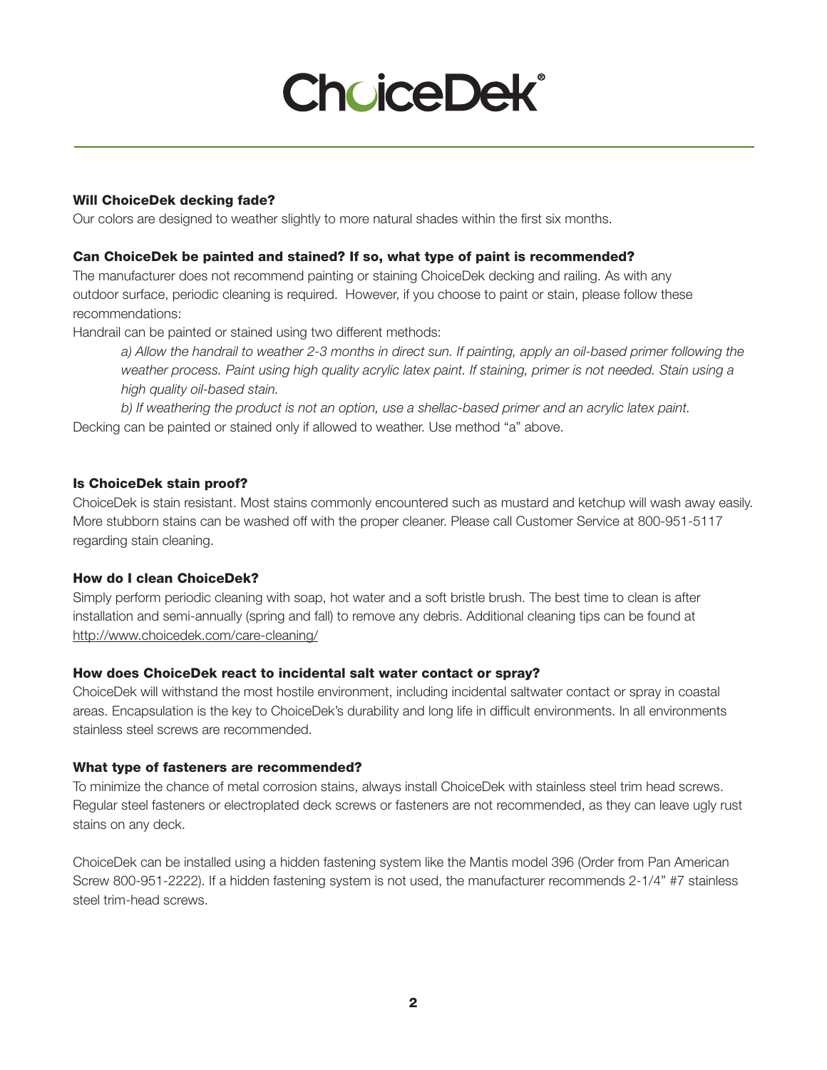# ChoiceDek®

### Will ChoiceDek decking fade?

Our colors are designed to weather slightly to more natural shades within the first six months.

### Can ChoiceDek be painted and stained? If so, what type of paint is recommended?

The manufacturer does not recommend painting or staining ChoiceDek decking and railing. As with any outdoor surface, periodic cleaning is required. However, if you choose to paint or stain, please follow these recommendations:

Handrail can be painted or stained using two different methods:

> *a) Allow the handrail to weather 2-3 months in direct sun. If painting, apply an oil-based primer following the weather process. Paint using high quality acrylic latex paint. If staining, primer is not needed. Stain using a high quality oil-based stain.*
>
> *b) If weathering the product is not an option, use a shellac-based primer and an acrylic latex paint.*

Decking can be painted or stained only if allowed to weather. Use method "a" above.

### Is ChoiceDek stain proof?

ChoiceDek is stain resistant. Most stains commonly encountered such as mustard and ketchup will wash away easily. More stubborn stains can be washed off with the proper cleaner. Please call Customer Service at 800-951-5117 regarding stain cleaning.

### How do I clean ChoiceDek?

Simply perform periodic cleaning with soap, hot water and a soft bristle brush. The best time to clean is after installation and semi-annually (spring and fall) to remove any debris. Additional cleaning tips can be found at http://www.choicedek.com/care-cleaning/

### How does ChoiceDek react to incidental salt water contact or spray?

ChoiceDek will withstand the most hostile environment, including incidental saltwater contact or spray in coastal areas. Encapsulation is the key to ChoiceDek's durability and long life in difficult environments. In all environments stainless steel screws are recommended.

### What type of fasteners are recommended?

To minimize the chance of metal corrosion stains, always install ChoiceDek with stainless steel trim head screws. Regular steel fasteners or electroplated deck screws or fasteners are not recommended, as they can leave ugly rust stains on any deck.

ChoiceDek can be installed using a hidden fastening system like the Mantis model 396 (Order from Pan American Screw 800-951-2222). If a hidden fastening system is not used, the manufacturer recommends 2-1/4" #7 stainless steel trim-head screws.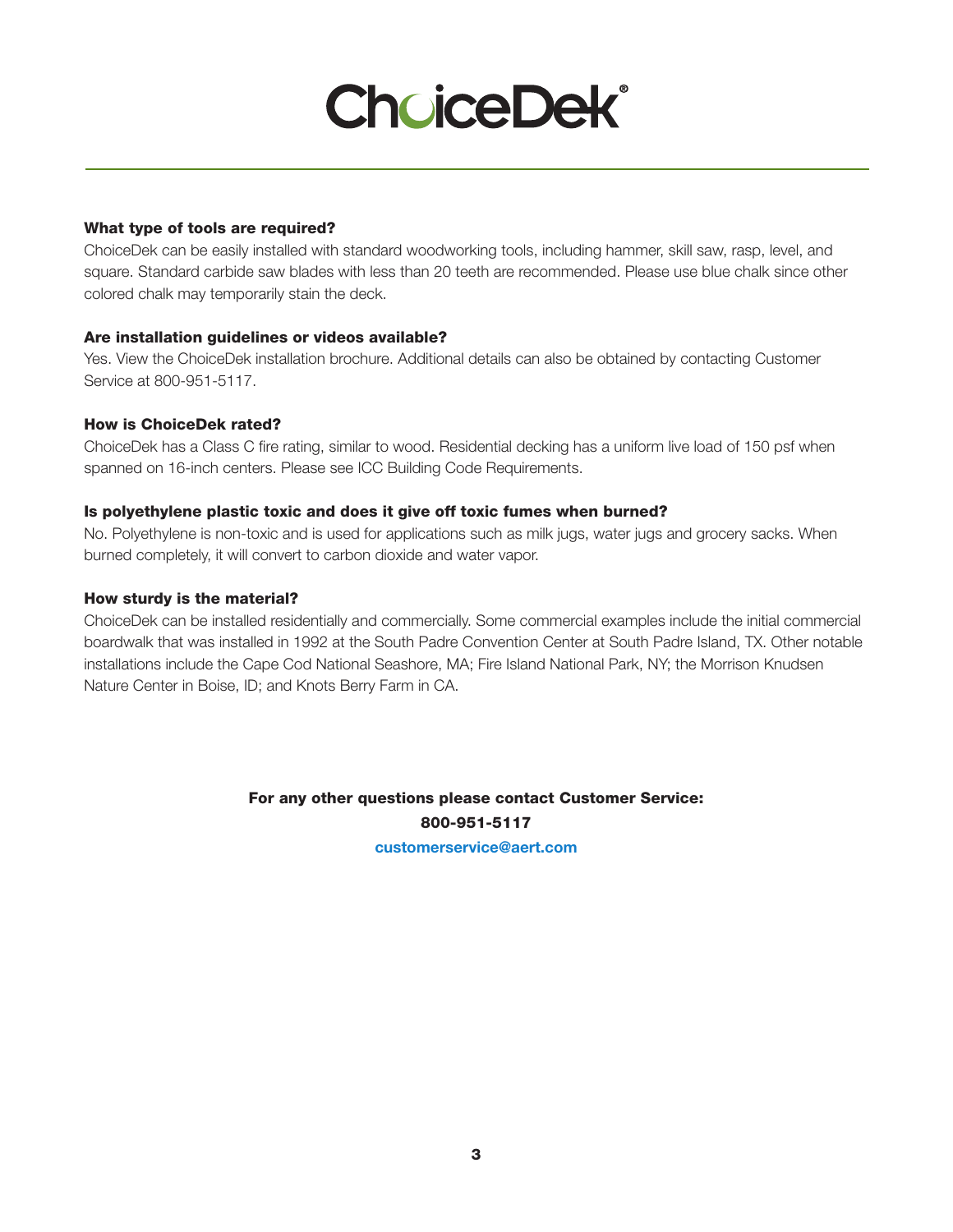# ChoiceDek®

**What type of tools are required?**

ChoiceDek can be easily installed with standard woodworking tools, including hammer, skill saw, rasp, level, and square. Standard carbide saw blades with less than 20 teeth are recommended. Please use blue chalk since other colored chalk may temporarily stain the deck.

**Are installation guidelines or videos available?**

Yes. View the ChoiceDek installation brochure. Additional details can also be obtained by contacting Customer Service at 800-951-5117.

**How is ChoiceDek rated?**

ChoiceDek has a Class C fire rating, similar to wood. Residential decking has a uniform live load of 150 psf when spanned on 16-inch centers. Please see ICC Building Code Requirements.

**Is polyethylene plastic toxic and does it give off toxic fumes when burned?**

No. Polyethylene is non-toxic and is used for applications such as milk jugs, water jugs and grocery sacks. When burned completely, it will convert to carbon dioxide and water vapor.

**How sturdy is the material?**

ChoiceDek can be installed residentially and commercially. Some commercial examples include the initial commercial boardwalk that was installed in 1992 at the South Padre Convention Center at South Padre Island, TX. Other notable installations include the Cape Cod National Seashore, MA; Fire Island National Park, NY; the Morrison Knudsen Nature Center in Boise, ID; and Knots Berry Farm in CA.

**For any other questions please contact Customer Service:**

**800-951-5117**

**customerservice@aert.com**